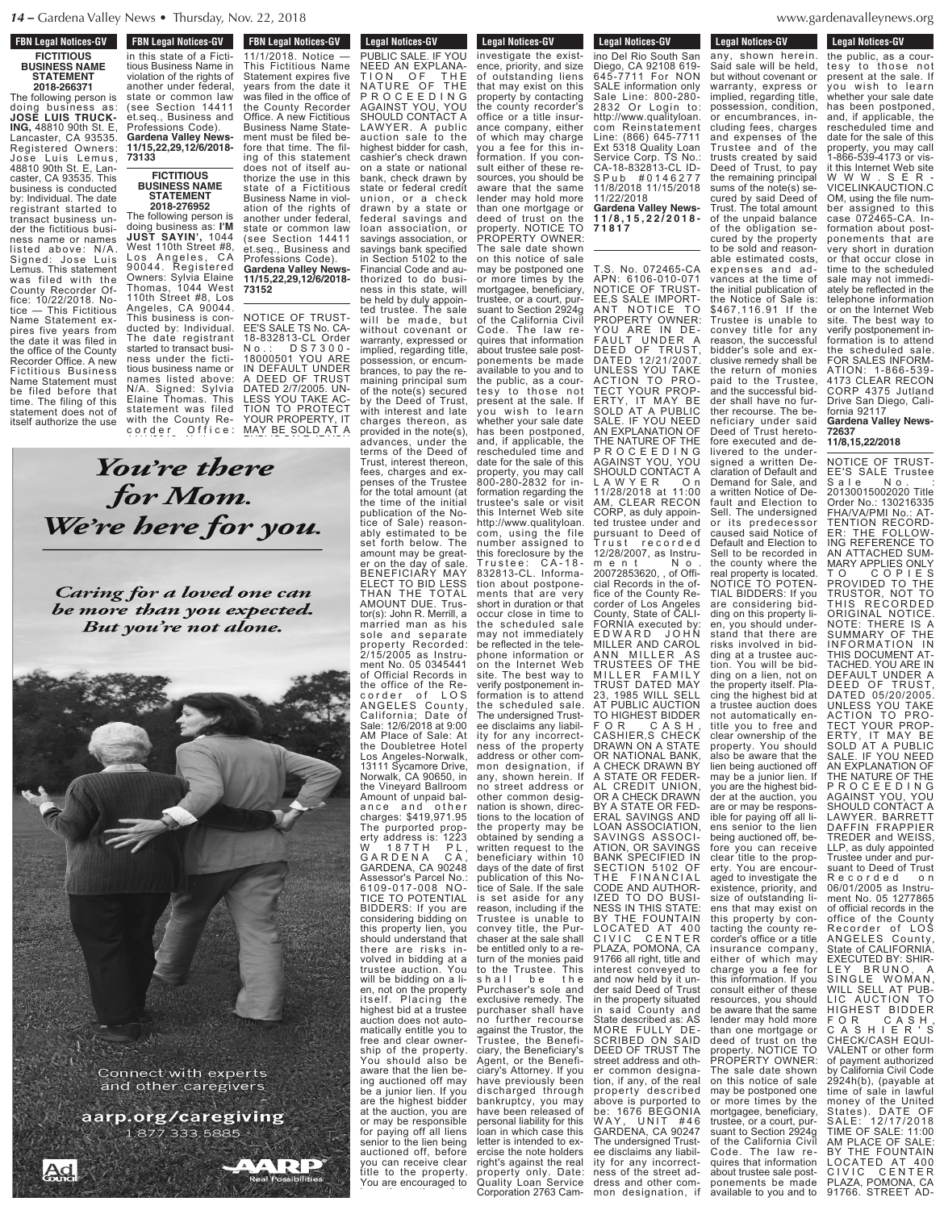**FBN Legal Notices-GV**

**FICTITIOUS BUSINESS NAME STATEMENT 2018-266371**

The following person is doing business as: **JOSE LUIS TRUCKING,** 48810 90th St. E, Lancaster, CA 93535. Registered Owners: Jose Luis Lemus, 48810 90th St. E, Lancaster, CA 93535. This business is conducted by: Individual. The date registrant started to transact business under the fictitious business name or names listed above: N/A. Signed: Jose Luis Lemus. This statement was filed with the County Recorder Office: 10/22/2018. Notice — This Fictitious Name Statement expires five years from the date it was filed in the office of the County Recorder Office. A new Fictitious Business Name Statement must be filed before that time. The filing of this statement does not of itself authorize the use in this state of a Fictitious Business Name in violation of the rights of another under federal, state or common law (see Section 14411 et.seq., Business and Professions Code).

**Gardena Valley News-11/15,22,29,12/6/2018-73133**

**FICTITIOUS BUSINESS NAME STATEMENT 2018-276952**

The following person is doing business as: **I'M JUST SAYIN',** 1044 West 110th Street #8, Los Angeles, CA 90044. Registered Owners: Sylvia Elaine Thomas, 1044 West 110th Street #8, Los Angeles, CA 90044. This business is conducted by: Individual. The date registrant started to transact business under the fictitious business name or names listed above: N/A. Signed: Sylvia Elaine Thomas. This statement was filed with the County Recorder Office: 11/1/2018. Notice — This Fictitious Name Statement expires five years from the date it was filed in the office of the County Recorder Office. A new Fictitious Business Name Statement must be filed before that time. The filing of this statement does not of itself authorize the use in this state of a Fictitious Business Name in violation of the rights of another under federal, state or common law (see Section 14411 et.seq., Business and Professions Code).

**Gardena Valley News-11/15,22,29,12/6/2018-73152**

NOTICE OF TRUSTEE'S SALE TS No. CA-18-832813-CL Order No.: DS7300-18000501 YOU ARE IN DEFAULT UNDER A DEED OF TRUST DATED 2/7/2005. UNLESS YOU TAKE ACTION TO PROTECT YOUR PROPERTY, IT MAY BE SOLD AT A PUBLIC SALE. IF YOU NEED AN EXPLANATION OF THE NATURE OF THE PROCEEDING AGAINST YOU, YOU SHOULD CONTACT A LAWYER. A public auction sale to the highest bidder for cash, cashier's check drawn on a state or national bank, check drawn by state or federal credit union, or a check drawn by a state or federal savings and loan association, or savings association, or savings bank specified in Section 5102 to the Financial Code and authorized to do business in this state, will be held by duly appointed trustee. The sale will be made, but without covenant or warranty, expressed or implied, regarding title, possession, or encumbrances, to pay the remaining principal sum of the note(s) secured by the Deed of Trust, with interest and late charges thereon, as provided in the note(s), advances, under the terms of the Deed of Trust, interest thereon, fees, charges and expenses of the Trustee for the total amount (at the time of the initial publication of the Notice of Sale) reasonably estimated to be set forth below. The amount may be greater on the day of sale. BENEFICIARY MAY ELECT TO BID LESS THAN THE TOTAL AMOUNT DUE. Trustor(s): John R. Merrill, a married man as his sole and separate property Recorded: 2/15/2005 as Instrument No. 05 0345441 of Official Records in the office of the Recorder of LOS ANGELES County, California; Date of Sale: 12/6/2018 at 9:00 AM Place of Sale: At the Doubletree Hotel Los Angeles-Norwalk, 13111 Sycamore Drive, Norwalk, CA 90650, in the Vineyard Ballroom Amount of unpaid balance and other charges: $419,971.95 The purported property address is: 1223 W 187TH PL, GARDENA, CA 90248 Assessor's Parcel No.: 6109-017-008 NOTICE TO POTENTIAL BIDDERS: If you are considering bidding on this property lien, you should understand that there are risks involved in bidding at a trustee auction. You will be bidding on a lien, not on the property itself. Placing the highest bid at a trustee auction does not automatically entitle you to free and clear ownership of the property. You should also be aware that the lien being auctioned off may be a junior lien. If you are the highest bidder at the auction, you are or may be responsible for paying off all liens senior to the lien being auctioned off, before you can receive clear title to the property. You are encouraged to investigate the existence, priority, and size of outstanding liens that may exist on this property by contacting the county recorder's office or a title insurance company, either of which may charge you a fee for this information. If you consult either of these resources, you should be aware that the same lender may hold more than one mortgage or deed of trust on the property. NOTICE TO PROPERTY OWNER: The sale date shown on this notice of sale may be postponed one or more times by the mortgagee, beneficiary, trustee, or a court, pursuant to Section 2924g of the California Civil Code. The law requires that information about trustee sale postponements be made available to you and to the public, as a courtesy to those not present at the sale. If you wish to learn whether your sale date has been postponed, and, if applicable, the rescheduled time and date for the sale of this property, you may call 800-280-2832 for information regarding the trustee's sale or visit this Internet Web site http://www.qualityloan.com, using the file number assigned to this foreclosure by the Trustee: CA-18-832813-CL. Information about postponements that are very short in duration or that occur close in time to the scheduled sale may not immediately be reflected in the telephone information or on the Internet Web site. The best way to verify postponement information is to attend the scheduled sale. The undersigned Trustee disclaims any liability for any incorrectness of the property address or other common designation, if any, shown herein. If no street address or other common designation is shown, directions to the location of the property may be obtained by sending a written request to the beneficiary within 10 days of the date of first publication of this Notice of Sale. If the sale is set aside for any reason, including if the Trustee is unable to convey title, the Purchaser at the sale shall be entitled only to a return of the monies paid to the Trustee. This shall be the Purchaser's sole and exclusive remedy. The purchaser shall have no further recourse against the Trustor, the Trustee, the Beneficiary, the Beneficiary's Agent, or the Beneficiary's Attorney. If you have previously been discharged through bankruptcy, you may have been released of personal liability for this loan in which case this letter is intended to exercise the note holders right's against the real property only. Date: Quality Loan Service Corporation 2763 Camino Del Rio South San Diego, CA 92108 619-645-7711 For NON SALE information only Sale Line: 800-280-2832 Or Login to: http://www.qualityloan.com Reinstatement Line: (866) 645-7711 Ext 5318 Quality Loan Service Corp. TS No.: CA-18-832813-CL IDSPub #0146277 11/8/2018 11/15/2018 11/22/2018

**Gardena Valley News-11/8,15,22/2018-71817**

T.S. No. 072465-CA APN: 6106-010-071 NOTICE OF TRUSTEE,S SALE IMPORTANT NOTICE TO PROPERTY OWNER: YOU ARE IN DEFAULT UNDER A DEED OF TRUST, DATED 12/21/2007. UNLESS YOU TAKE ACTION TO PROTECT YOUR PROPERTY, IT MAY BE SOLD AT A PUBLIC SALE. IF YOU NEED AN EXPLANATION OF THE NATURE OF THE PROCEEDING AGAINST YOU, YOU SHOULD CONTACT A LAWYER On 11/28/2018 at 11:00 AM, CLEAR RECON CORP, as duly appointed trustee under and pursuant to Deed of Trust recorded 12/28/2007, as Instrument No. 20072853620, , of Official Records in the office of the County Recorder of Los Angeles County, State of CALIFORNIA executed by: EDWARD JOHN MILLER AND CAROL ANN MILLER AS TRUSTEES OF THE MILLER FAMILY TRUST DATED MAY 23, 1985 WILL SELL AT PUBLIC AUCTION TO HIGHEST BIDDER FOR CASH, CASHIER,S CHECK DRAWN ON A STATE OR NATIONAL BANK, A CHECK DRAWN BY A STATE OR FEDERAL CREDIT UNION, OR A CHECK DRAWN BY A STATE OR FEDERAL SAVINGS AND LOAN ASSOCIATION, SAVINGS ASSOCIATION, OR SAVINGS BANK SPECIFIED IN SECTION 5102 OF THE FINANCIAL CODE AND AUTHORIZED TO DO BUSINESS IN THIS STATE: BY THE FOUNTAIN LOCATED AT 400 CIVIC CENTER PLAZA, POMONA, CA 91766 all right, title and interest conveyed to and now held by it under said Deed of Trust in the property situated in said County and State described as: AS MORE FULLY DESCRIBED ON SAID DEED OF TRUST The street address and other common designation, if any, of the real property described above is purported to be: 1676 BEGONIA WAY, UNIT #46 GARDENA, CA 90247 The undersigned Trustee disclaims any liability for any incorrectness of the street address and other common designation, if any, shown herein. Said sale will be held, but without covenant or warranty, express or implied, regarding title, possession, condition, or encumbrances, including fees, charges and expenses of the Trustee and of the trusts created by said Deed of Trust, to pay the remaining principal sums of the note(s) secured by said Deed of Trust. The total amount of the unpaid balance of the obligation secured by the property to be sold and reasonable estimated costs, expenses and advances at the time of the initial publication of the Notice of Sale is: $467,116.91 If the Trustee is unable to convey title for any reason, the successful bidder's sole and exclusive remedy shall be the return of monies paid to the Trustee, and the successful bidder shall have no further recourse. The beneficiary under said Deed of Trust heretofore executed and delivered to the undersigned a written Declaration of Default and Demand for Sale, and a written Notice of Default and Election to Sell. The undersigned or its predecessor caused said Notice of Default and Election to Sell to be recorded in the county where the real property is located. NOTICE TO POTENTIAL BIDDERS: If you are considering bidding on this property lien, you should understand that there are risks involved in bidding at a trustee auction. You will be bidding on a lien, not on the property itself. Placing the highest bid at a trustee auction does not automatically entitle you to free and clear ownership of the property. You should also be aware that the lien being auctioned off may be a junior lien. If you are the highest bidder at the auction, you are or may be responsible for paying off all liens senior to the lien being auctioned off, before you can receive clear title to the property. You are encouraged to investigate the existence, priority, and size of outstanding liens that may exist on this property by contacting the county recorder's office or a title insurance company, either of which may charge you a fee for this information. If you consult either of these resources, you should be aware that the same lender may hold more than one mortgage or deed of trust on the property. NOTICE TO PROPERTY OWNER: The sale date shown on this notice of sale may be postponed one or more times by the mortgagee, beneficiary, trustee, or a court, pursuant to Section 2924g of the California Civil Code. The law requires that information about trustee sale postponements be made available to you and to the public, as a courtesy to those not present at the sale. If you wish to learn whether your sale date has been postponed, and, if applicable, the rescheduled time and date for the sale of this property, you may call 1-866-539-4173 or visit this Internet Web site WWW.SERVICELINKAUCTION.COM, using the file number assigned to this case 072465-CA. Information about postponements that are very short in duration or that occur close in time to the scheduled sale may not immediately be reflected in the telephone information or on the Internet Web site. The best way to verify postponement information is to attend the scheduled sale. FOR SALES INFORMATION: 1-866-539-4173 CLEAR RECON CORP 4375 Jutland Drive San Diego, California 92117

**Gardena Valley News-72637**
**11/8,15,22/2018**

NOTICE OF TRUSTEE'S SALE Trustee Sale No. : 20130015002020 Title Order No.: 130216335 FHA/VA/PMI No.: ATTENTION RECORDER: THE FOLLOWING REFERENCE TO AN ATTACHED SUMMARY APPLIES ONLY TO COPIES PROVIDED TO THE TRUSTOR, NOT TO THIS RECORDED ORIGINAL NOTICE. NOTE: THERE IS A SUMMARY OF THE INFORMATION IN THIS DOCUMENT ATTACHED. YOU ARE IN DEFAULT UNDER A DEED OF TRUST, DATED 05/20/2005. UNLESS YOU TAKE ACTION TO PROTECT YOUR PROPERTY, IT MAY BE SOLD AT A PUBLIC SALE. IF YOU NEED AN EXPLANATION OF THE NATURE OF THE PROCEEDING AGAINST YOU, YOU SHOULD CONTACT A LAWYER. BARRETT DAFFIN FRAPPIER TREDER and WEISS, LLP, as duly appointed Trustee under and pursuant to Deed of Trust Recorded on 06/01/2005 as Instrument No. 05 1277865 of official records in the office of the County Recorder of LOS ANGELES County, State of CALIFORNIA. EXECUTED BY: SHIRLEY BRUNO, A SINGLE WOMAN, WILL SELL AT PUBLIC AUCTION TO HIGHEST BIDDER FOR CASH, CASHIER'S CHECK/CASH EQUIVALENT or other form of payment authorized by California Civil Code 2924h(b), (payable at time of sale in lawful money of the United States). DATE OF SALE: 12/17/2018 TIME OF SALE: 11:00 AM PLACE OF SALE: BY THE FOUNTAIN LOCATED AT 400 CIVIC CENTER PLAZA, POMONA, CA 91766. STREET AD-

*You're there for Mom. We're here for you.*

*Caring for a loved one can be more than you expected. But you're not alone.*

Connect with experts and other caregivers

aarp.org/caregiving
1.877.333.5885

Ad Council — AARP Real Possibilities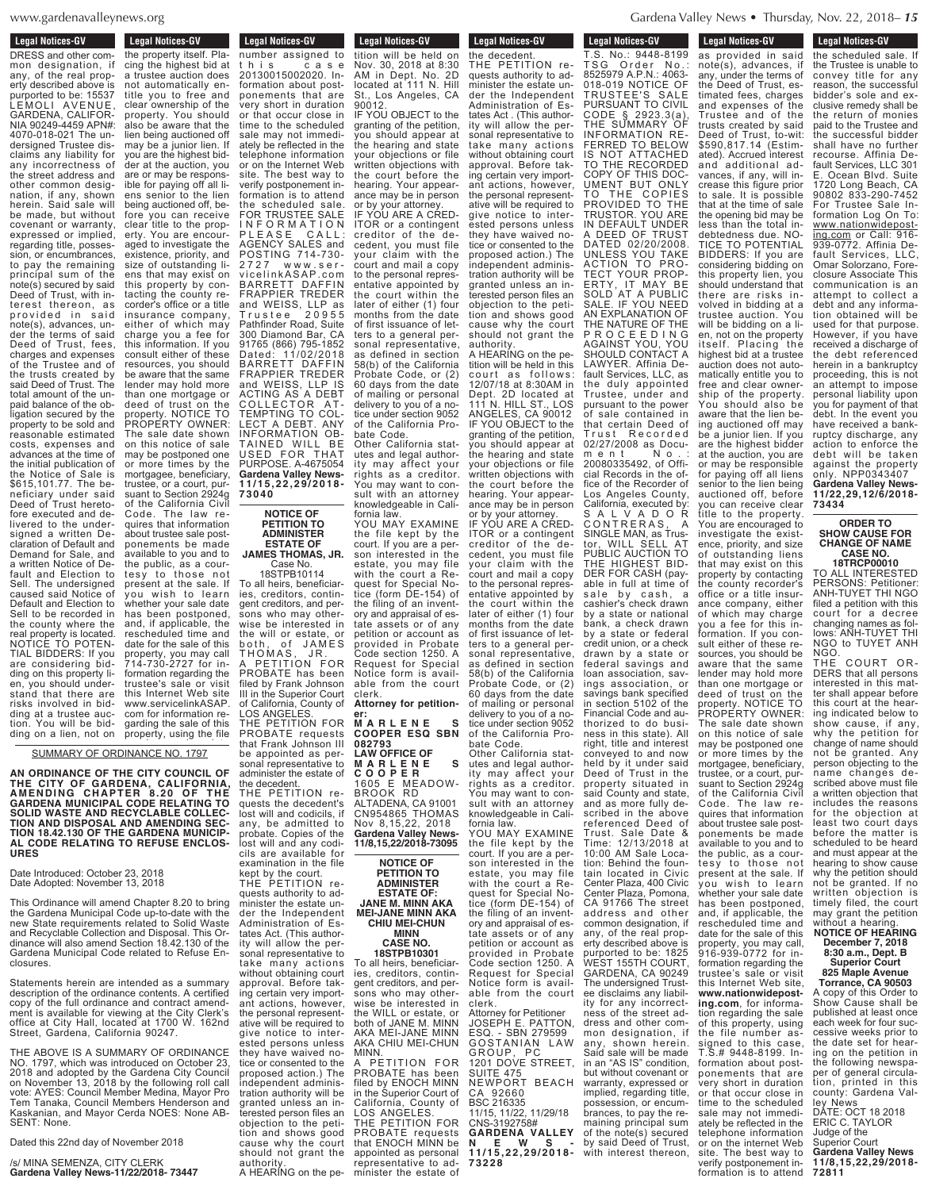DRESS and other common designation, if any, of the real property described above is purported to be: 15537 LEMOLI AVENUE, GARDENA, CALIFORNIA 90249-4459 APN#: 4070-018-021 The undersigned Trustee disclaims any liability for any incorrectness of the street address and other common designation, if any, shown herein. Said sale will be made, but without covenant or warranty, expressed or implied, regarding title, possession, or encumbrances, to pay the remaining principal sum of the note(s) secured by said Deed of Trust, with interest thereon, as provided in said note(s), advances, under the terms of said Deed of Trust, fees, charges and expenses of the Trustee and of the trusts created by said Deed of Trust. The total amount of the unpaid balance of the obligation secured by the property to be sold and reasonable estimated costs, expenses and advances at the time of the initial publication of the Notice of Sale is $615,101.77. The beneficiary under said Deed of Trust heretofore executed and delivered to the undersigned a written Declaration of Default and Demand for Sale, and a written Notice of Default and Election to Sell. The undersigned caused said Notice of Default and Election to Sell to be recorded in the county where the real property is located. NOTICE TO POTENTIAL BIDDERS: If you are considering bidding on this property lien, you should understand that there are risks involved in bidding at a trustee auction. You will be bidding on a lien, not on the property itself. Placing the highest bid at a trustee auction does not automatically entitle you to free and clear ownership of the property. You should also be aware that the lien being auctioned off may be a junior lien. If you are the highest bidder at the auction, you are or may be responsible for paying off all liens senior to the lien being auctioned off, before you can receive clear title to the property. You are encouraged to investigate the existence, priority, and size of outstanding liens that may exist on this property by contacting the county recorder's office or a title insurance company, either of which may charge you a fee for this information. If you consult either of these resources, you should be aware that the same lender may hold more than one mortgage or deed of trust on the property. NOTICE TO PROPERTY OWNER: The sale date shown on this notice of sale may be postponed one or more times by the mortgagee, beneficiary, trustee, or a court, pursuant to Section 2924g of the California Civil Code. The law requires that information about trustee sale postponements be made available to you and to the public, as a courtesy to those not present at the sale. If you wish to learn whether your sale date has been postponed, and, if applicable, the rescheduled time and date for the sale of this property, you may call 714-730-2727 for information regarding the trustee's sale or visit this Internet Web site www.servicelinkASAP.com for information regarding the sale of this property, using the file number assigned to this case 20130015002020. Information about postponements that are very short in duration or that occur close in time to the scheduled sale may not immediately be reflected in the telephone information or on the Internet Web site. The best way to verify postponement information is to attend the scheduled sale. FOR TRUSTEE SALE INFORMATION PLEASE CALL: AGENCY SALES and POSTING 714-730-2727 www.servicelinkASAP.com BARRETT DAFFIN FRAPPIER TREDER and WEISS, LLP as Trustee 20955 Pathfinder Road, Suite 300 Diamond Bar, CA 91765 (866) 795-1852 Dated: 11/02/2018 BARRETT DAFFIN FRAPPIER TREDER and WEISS, LLP IS ACTING AS A DEBT COLLECTOR ATTEMPTING TO COLLECT A DEBT. ANY INFORMATION OBTAINED WILL BE USED FOR THAT PURPOSE. A-4675054 **Gardena Valley News-11/15,22,29/2018-73040**

SUMMARY OF ORDINANCE NO. 1797

**AN ORDINANCE OF THE CITY COUNCIL OF THE CITY OF GARDENA, CALIFORNIA, AMENDING CHAPTER 8.20 OF THE GARDENA MUNICIPAL CODE RELATING TO SOLID WASTE AND RECYCLABLE COLLECTION AND DISPOSAL AND AMENDING SECTION 18.42.130 OF THE GARDENA MUNICIPAL CODE RELATING TO REFUSE ENCLOSURES**

Date Introduced: October 23, 2018
Date Adopted: November 13, 2018

This Ordinance will amend Chapter 8.20 to bring the Gardena Municipal Code up-to-date with the new State requirements related to Solid Waste and Recyclable Collection and Disposal. This Ordinance will also amend Section 18.42.130 of the Gardena Municipal Code related to Refuse Enclosures.

Statements herein are intended as a summary description of the ordinance contents. A certified copy of the full ordinance and contract amendment is available for viewing at the City Clerk's office at City Hall, located at 1700 W. 162nd Street, Gardena, California 90247.

THE ABOVE IS A SUMMARY OF ORDINANCE NO. 1797, which was introduced on October 23, 2018 and adopted by the Gardena City Council on November 13, 2018 by the following roll call vote: AYES: Council Member Medina, Mayor Pro Tem Tanaka, Council Members Henderson and Kaskanian, and Mayor Cerda NOES: None ABSENT: None.

Dated this 22nd day of November 2018

/s/ MINA SEMENZA, CITY CLERK
**Gardena Valley News-11/22/2018- 73447**

**NOTICE OF PETITION TO ADMINISTER ESTATE OF JAMES THOMAS, JR.**
Case No. 18STPB10114

To all heirs, beneficiaries, creditors, contingent creditors, and persons who may otherwise be interested in the will or estate, or both, of JAMES THOMAS, JR.

A PETITION FOR PROBATE has been filed by Frank Johnson III in the Superior Court of California, County of LOS ANGELES.

THE PETITION FOR PROBATE requests that Frank Johnson III be appointed as personal representative to administer the estate of the decedent.

THE PETITION requests the decedent's lost will and codicils, if any, be admitted to probate. Copies of the lost will and any codicils are available for examination in the file kept by the court.

THE PETITION requests authority to administer the estate under the Independent Administration of Estates Act. (This authority will allow the personal representative to take many actions without obtaining court approval. Before taking certain very important actions, however, the personal representative will be required to give notice to interested persons unless they have waived notice or consented to the proposed action.) The independent administration authority will be granted unless an interested person files an objection to the petition and shows good cause why the court should not grant the authority.

A HEARING on the petition will be held on Nov. 30, 2018 at 8:30 AM in Dept. No. 2D located at 111 N. Hill St., Los Angeles, CA 90012.

IF YOU OBJECT to the granting of the petition, you should appear at the hearing and state your objections or file written objections with the court before the hearing. Your appearance may be in person or by your attorney.

IF YOU ARE A CREDITOR or a contingent creditor of the decedent, you must file your claim with the court and mail a copy to the personal representative appointed by the court within the later of either (1) four months from the date of first issuance of letters to a general personal representative, as defined in section 58(b) of the California Probate Code, or (2) 60 days from the date of mailing or personal delivery to you of a notice under section 9052 of the California Probate Code.

Other California statutes and legal authority may affect your rights as a creditor. You may want to consult with an attorney knowledgeable in California law.

YOU MAY EXAMINE the file kept by the court. If you are a person interested in the estate, you may file with the court a Request for Special Notice (form DE-154) of the filing of an inventory and appraisal of estate assets or of any petition or account as provided in Probate Code section 1250. A Request for Special Notice form is available from the court clerk.

**Attorney for petitioner:**
**MARLENE S COOPER ESQ SBN 082793**
**LAW OFFICE OF MARLENE S COOPER**
1605 E MEADOWBROOK RD
ALTADENA, CA 91001
CN954865 THOMAS Nov 8,15,22, 2018
**Gardena Valley News-11/8,15,22/2018-73095**

**NOTICE OF PETITION TO ADMINISTER ESTATE OF: JANE M. MINN AKA MEI-JANE MINN AKA CHIU MEI-CHUN MINN**
**CASE NO. 18STPB10301**

To all heirs, beneficiaries, creditors, contingent creditors, and persons who may otherwise be interested in the WILL or estate, or both of JANE M. MINN AKA MEI-JANE MINN AKA CHIU MEI-CHUN MINN.

A PETITION FOR PROBATE has been filed by ENOCH MINN in the Superior Court of California, County of LOS ANGELES.

THE PETITION FOR PROBATE requests that ENOCH MINN be appointed as personal representative to administer the estate of the decedent.

THE PETITION requests authority to administer the estate under the Independent Administration of Estates Act . (This authority will allow the personal representative to take many actions without obtaining court approval. Before taking certain very important actions, however, the personal representative will be required to give notice to interested persons unless they have waived notice or consented to the proposed action.) The independent administration authority will be granted unless an interested person files an objection to the petition and shows good cause why the court should not grant the authority.

A HEARING on the petition will be held in this court as follows: 12/07/18 at 8:30AM in Dept. 2D located at 111 N. HILL ST., LOS ANGELES, CA 90012

IF YOU OBJECT to the granting of the petition, you should appear at the hearing and state your objections or file written objections with the court before the hearing. Your appearance may be in person or by your attorney.

IF YOU ARE A CREDITOR or a contingent creditor of the decedent, you must file your claim with the court and mail a copy to the personal representative appointed by the court within the later of either (1) four months from the date of first issuance of letters to a general personal representative, as defined in section 58(b) of the California Probate Code, or (2) 60 days from the date of mailing or personal delivery to you of a notice under section 9052 of the California Probate Code.

Other California statutes and legal authority may affect your rights as a creditor. You may want to consult with an attorney knowledgeable in California law.

YOU MAY EXAMINE the file kept by the court. If you are a person interested in the estate, you may file with the court a Request for Special Notice (form DE-154) of the filing of an inventory and appraisal of estate assets or of any petition or account as provided in Probate Code section 1250. A Request for Special Notice form is available from the court clerk.

Attorney for Petitioner
JOSEPH E. PATTON, ESQ. - SBN 279599
GOSTANIAN LAW GROUP, PC
1201 DOVE STREET, SUITE 475
NEWPORT BEACH CA 92660
BSC 216335
11/15, 11/22, 11/29/18
CNS-3192758#
**GARDENA VALLEY NEWS-11/15,22,29/2018-73228**

T.S. No.: 9448-8199 TSG Order No.: 8525979 A.P.N.: 4063-018-019 NOTICE OF TRUSTEE'S SALE PURSUANT TO CIVIL CODE § 2923.3(a), THE SUMMARY OF INFORMATION REFERRED TO BELOW IS NOT ATTACHED TO THE RECORDED COPY OF THIS DOCUMENT BUT ONLY TO THE COPIES PROVIDED TO THE TRUSTOR. YOU ARE IN DEFAULT UNDER A DEED OF TRUST DATED 02/20/2008. UNLESS YOU TAKE ACTION TO PROTECT YOUR PROPERTY, IT MAY BE SOLD AT A PUBLIC SALE. IF YOU NEED AN EXPLANATION OF THE NATURE OF THE PROCEEDING AGAINST YOU, YOU SHOULD CONTACT A LAWYER. Affinia Default Services, LLC, as the duly appointed Trustee, under and pursuant to the power of sale contained in that certain Deed of Trust Recorded 02/27/2008 as Document No.: 20080335492, of Official Records in the office of the Recorder of Los Angeles County, California, executed by: SALVADOR CONTRERAS, A SINGLE MAN, as Trustor, WILL SELL AT PUBLIC AUCTION TO THE HIGHEST BIDDER FOR CASH (payable in full at time of sale by cash, a cashier's check drawn by a state or national bank, a check drawn by a state or federal credit union, or a check drawn by a state or federal savings and loan association, savings association, or savings bank specified in section 5102 of the Financial Code and authorized to do business in this state). All right, title and interest conveyed to and now held by it under said Deed of Trust in the property situated in said County and state, and as more fully described in the above referenced Deed of Trust. Sale Date & Time: 12/13/2018 at 10:00 AM Sale Location: Behind the fountain located in Civic Center Plaza, 400 Civic Center Plaza, Pomona, CA 91766 The street address and other common designation, if any, of the real property described above is purported to be: 1825 WEST 155TH COURT, GARDENA, CA 90249 The undersigned Trustee disclaims any liability for any incorrectness of the street address and other common designation, if any, shown herein. Said sale will be made in an "AS IS" condition, but without covenant or warranty, expressed or implied, regarding title, possession, or encumbrances, to pay the remaining principal sum of the note(s) secured by said Deed of Trust, with interest thereon, as provided in said note(s), advances, if any, under the terms of the Deed of Trust, estimated fees, charges and expenses of the Trustee and of the trusts created by said Deed of Trust, to-wit: $590,817.14 (Estimated). Accrued interest and additional advances, if any, will increase this figure prior to sale. It is possible that at the time of sale the opening bid may be less than the total indebtedness due. NOTICE TO POTENTIAL BIDDERS: If you are considering bidding on this property lien, you should understand that there are risks involved in bidding at a trustee auction. You will be bidding on a lien, not on the property itself. Placing the highest bid at a trustee auction does not automatically entitle you to free and clear ownership of the property. You should also be aware that the lien being auctioned off may be a junior lien. If you are the highest bidder at the auction, you are or may be responsible for paying off all liens senior to the lien being auctioned off, before you can receive clear title to the property. You are encouraged to investigate the existence, priority, and size of outstanding liens that may exist on this property by contacting the county recorder's office or a title insurance company, either of which may charge you a fee for this information. If you consult either of these resources, you should be aware that the same lender may hold more than one mortgage or deed of trust on the property. NOTICE TO PROPERTY OWNER: The sale date shown on this notice of sale may be postponed one or more times by the mortgagee, beneficiary, trustee, or a court, pursuant to Section 2924g of the California Civil Code. The law requires that information about trustee sale postponements be made available to you and to the public, as a courtesy to those not present at the sale. If you wish to learn whether your sale date has been postponed, and, if applicable, the rescheduled time and date for the sale of this property, you may call, 916-939-0772 for information regarding the trustee's sale or visit this Internet Web site, **www.nationwideposting.com**, for information regarding the sale of this property, using the file number assigned to this case, T.S.# 9448-8199. Information about postponements that are very short in duration or that occur close in time to the scheduled sale may not immediately be reflected in the telephone information or on the internet Web site. The best way to verify postponement information is to attend the scheduled sale. If the Trustee is unable to convey title for any reason, the successful bidder's sole and exclusive remedy shall be the return of monies paid to the Trustee and the successful bidder shall have no further recourse. Affinia Default Services, LLC 301 E. Ocean Blvd. Suite 1720 Long Beach, CA 90802 833-290-7452 For Trustee Sale Information Log On To: www.nationwideposting.com or Call: 916-939-0772. Affinia Default Services, LLC, Omar Solorzano, Foreclosure Associate This communication is an attempt to collect a debt and any information obtained will be used for that purpose. However, if you have received a discharge of the debt referenced herein in a bankruptcy proceeding, this is not an attempt to impose personal liability upon you for payment of that debt. In the event you have received a bankruptcy discharge, any action to enforce the debt will be taken against the property only. NPP0343407 **Gardena Valley News-11/22,29,12/6/2018-73434**

**ORDER TO SHOW CAUSE FOR CHANGE OF NAME**
**CASE NO. 18TRCP00010**

TO ALL INTERESTED PERSONS: Petitioner: ANH-TUYET THI NGO filed a petition with this court for a decree changing names as follows: ANH-TUYET THI NGO to TUYET ANH NGO.

THE COURT ORDERS that all persons interested in this matter shall appear before this court at the hearing indicated below to show cause, if any, why the petition for change of name should not be granted. Any person objecting to the name changes described above must file a written objection that includes the reasons for the objection at least two court days before the matter is scheduled to be heard and must appear at the hearing to show cause why the petition should not be granted. If no written objection is timely filed, the court may grant the petition without a hearing.

**NOTICE OF HEARING**
**December 7, 2018**
**8:30 a.m., Dept. B**
**Superior Court**
**825 Maple Avenue**
**Torrance, CA 90503**

A copy of this Order to Show Cause shall be published at least once each week for four successive weeks prior to the date set for hearing on the petition in the following newspaper of general circulation, printed in this county: Gardena Valley News
DATE: OCT 18 2018
ERIC C. TAYLOR
Judge of the Superior Court
**Gardena Valley News 11/8,15,22,29/2018-72811**